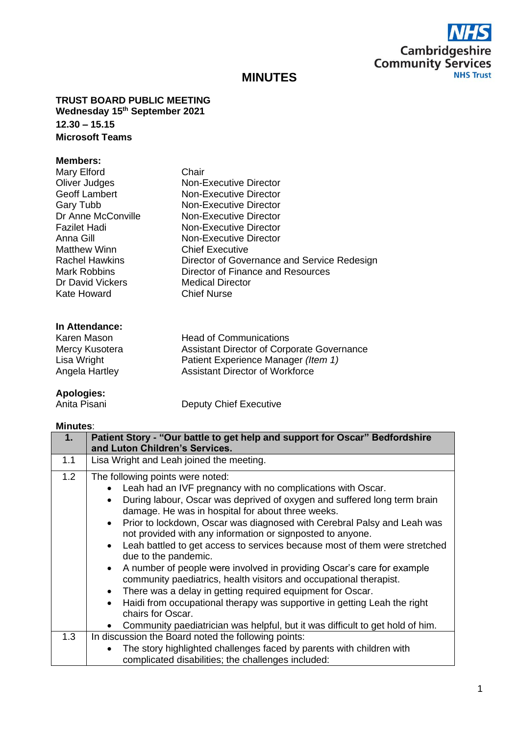# MINUTES

**TRUST BOARD PUBLIC MEETING**
**Wednesday 15th September 2021**
**12.30 – 15.15**
**Microsoft Teams**

**Members:**

| | |
|---|---|
| Mary Elford | Chair |
| Oliver Judges | Non-Executive Director |
| Geoff Lambert | Non-Executive Director |
| Gary Tubb | Non-Executive Director |
| Dr Anne McConville | Non-Executive Director |
| Fazilet Hadi | Non-Executive Director |
| Anna Gill | Non-Executive Director |
| Matthew Winn | Chief Executive |
| Rachel Hawkins | Director of Governance and Service Redesign |
| Mark Robbins | Director of Finance and Resources |
| Dr David Vickers | Medical Director |
| Kate Howard | Chief Nurse |

**In Attendance:**

| | |
|---|---|
| Karen Mason | Head of Communications |
| Mercy Kusotera | Assistant Director of Corporate Governance |
| Lisa Wright | Patient Experience Manager *(Item 1)* |
| Angela Hartley | Assistant Director of Workforce |

**Apologies:**

| | |
|---|---|
| Anita Pisani | Deputy Chief Executive |

**Minutes**:

| **1.** | **Patient Story - "Our battle to get help and support for Oscar" Bedfordshire and Luton Children's Services.** |
|---|---|
| 1.1 | Lisa Wright and Leah joined the meeting. |
| 1.2 | The following points were noted:<br>• Leah had an IVF pregnancy with no complications with Oscar.<br>• During labour, Oscar was deprived of oxygen and suffered long term brain damage. He was in hospital for about three weeks.<br>• Prior to lockdown, Oscar was diagnosed with Cerebral Palsy and Leah was not provided with any information or signposted to anyone.<br>• Leah battled to get access to services because most of them were stretched due to the pandemic.<br>• A number of people were involved in providing Oscar's care for example community paediatrics, health visitors and occupational therapist.<br>• There was a delay in getting required equipment for Oscar.<br>• Haidi from occupational therapy was supportive in getting Leah the right chairs for Oscar.<br>• Community paediatrician was helpful, but it was difficult to get hold of him. |
| 1.3 | In discussion the Board noted the following points:<br>• The story highlighted challenges faced by parents with children with complicated disabilities; the challenges included: |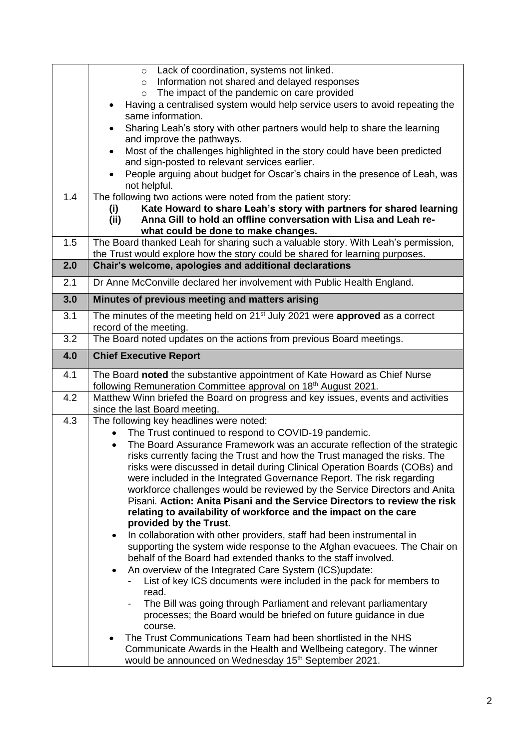| | |
|---|---|
| | - Lack of coordination, systems not linked.<br>- Information not shared and delayed responses<br>- The impact of the pandemic on care provided<br>• Having a centralised system would help service users to avoid repeating the same information.<br>• Sharing Leah's story with other partners would help to share the learning and improve the pathways.<br>• Most of the challenges highlighted in the story could have been predicted and sign-posted to relevant services earlier.<br>• People arguing about budget for Oscar's chairs in the presence of Leah, was not helpful. |
| 1.4 | The following two actions were noted from the patient story:<br>**(i) Kate Howard to share Leah's story with partners for shared learning**<br>**(ii) Anna Gill to hold an offline conversation with Lisa and Leah re- what could be done to make changes.** |
| 1.5 | The Board thanked Leah for sharing such a valuable story. With Leah's permission, the Trust would explore how the story could be shared for learning purposes. |
| **2.0** | **Chair's welcome, apologies and additional declarations** |
| 2.1 | Dr Anne McConville declared her involvement with Public Health England. |
| **3.0** | **Minutes of previous meeting and matters arising** |
| 3.1 | The minutes of the meeting held on 21st July 2021 were **approved** as a correct record of the meeting. |
| 3.2 | The Board noted updates on the actions from previous Board meetings. |
| **4.0** | **Chief Executive Report** |
| 4.1 | The Board **noted** the substantive appointment of Kate Howard as Chief Nurse following Remuneration Committee approval on 18th August 2021. |
| 4.2 | Matthew Winn briefed the Board on progress and key issues, events and activities since the last Board meeting. |
| 4.3 | The following key headlines were noted:<br>• The Trust continued to respond to COVID-19 pandemic.<br>• The Board Assurance Framework was an accurate reflection of the strategic risks currently facing the Trust and how the Trust managed the risks. The risks were discussed in detail during Clinical Operation Boards (COBs) and were included in the Integrated Governance Report. The risk regarding workforce challenges would be reviewed by the Service Directors and Anita Pisani. **Action: Anita Pisani and the Service Directors to review the risk relating to availability of workforce and the impact on the care provided by the Trust.**<br>• In collaboration with other providers, staff had been instrumental in supporting the system wide response to the Afghan evacuees. The Chair on behalf of the Board had extended thanks to the staff involved.<br>• An overview of the Integrated Care System (ICS)update:<br>  - List of key ICS documents were included in the pack for members to read.<br>  - The Bill was going through Parliament and relevant parliamentary processes; the Board would be briefed on future guidance in due course.<br>• The Trust Communications Team had been shortlisted in the NHS Communicate Awards in the Health and Wellbeing category. The winner would be announced on Wednesday 15th September 2021. |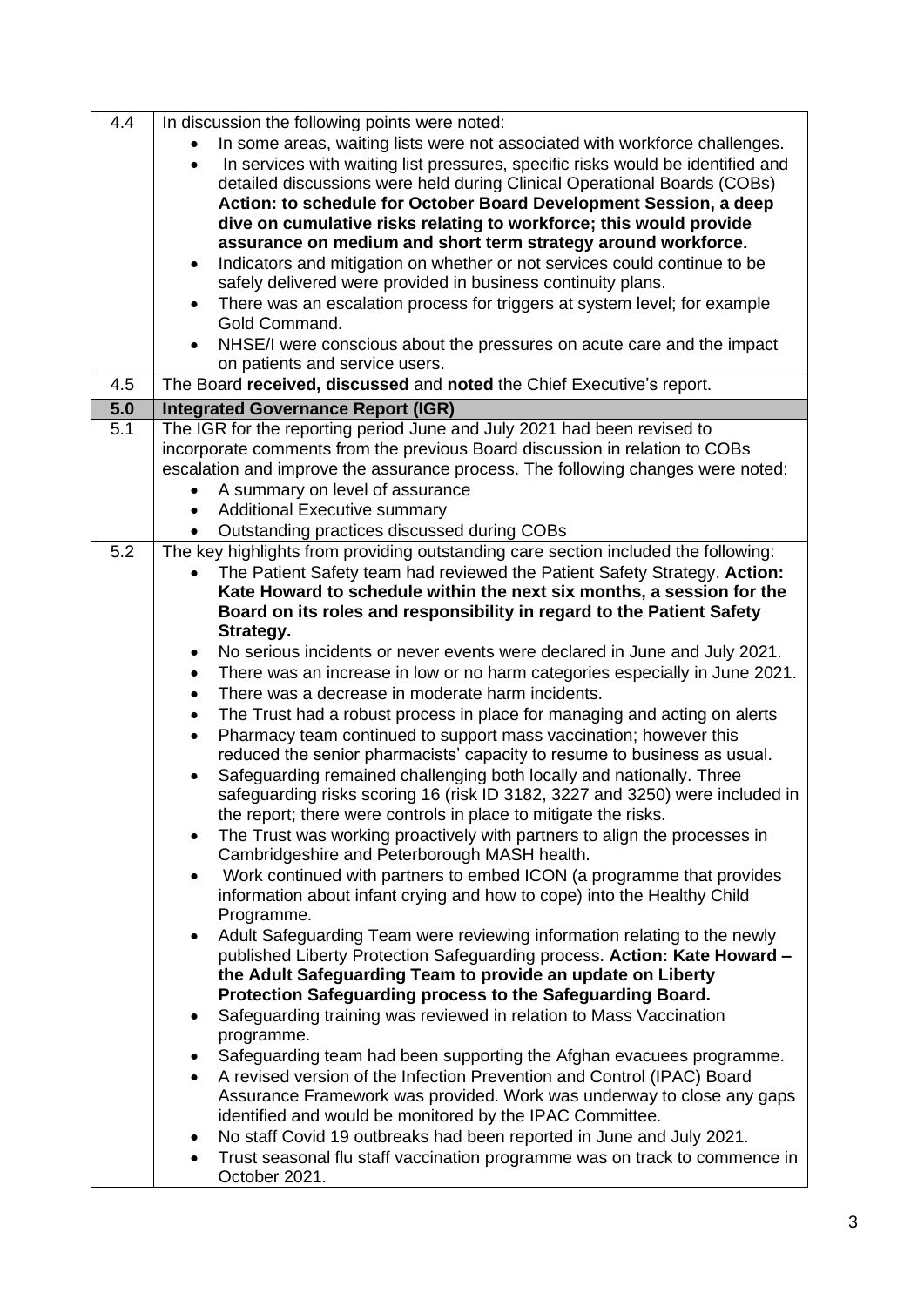| | |
|---|---|
| 4.4 | In discussion the following points were noted:<br>• In some areas, waiting lists were not associated with workforce challenges.<br>• In services with waiting list pressures, specific risks would be identified and detailed discussions were held during Clinical Operational Boards (COBs) **Action: to schedule for October Board Development Session, a deep dive on cumulative risks relating to workforce; this would provide assurance on medium and short term strategy around workforce.**<br>• Indicators and mitigation on whether or not services could continue to be safely delivered were provided in business continuity plans.<br>• There was an escalation process for triggers at system level; for example Gold Command.<br>• NHSE/I were conscious about the pressures on acute care and the impact on patients and service users. |
| 4.5 | The Board **received, discussed** and **noted** the Chief Executive's report. |
| **5.0** | **Integrated Governance Report (IGR)** |
| 5.1 | The IGR for the reporting period June and July 2021 had been revised to incorporate comments from the previous Board discussion in relation to COBs escalation and improve the assurance process. The following changes were noted:<br>• A summary on level of assurance<br>• Additional Executive summary<br>• Outstanding practices discussed during COBs |
| 5.2 | The key highlights from providing outstanding care section included the following:<br>• The Patient Safety team had reviewed the Patient Safety Strategy. **Action: Kate Howard to schedule within the next six months, a session for the Board on its roles and responsibility in regard to the Patient Safety Strategy.**<br>• No serious incidents or never events were declared in June and July 2021.<br>• There was an increase in low or no harm categories especially in June 2021.<br>• There was a decrease in moderate harm incidents.<br>• The Trust had a robust process in place for managing and acting on alerts<br>• Pharmacy team continued to support mass vaccination; however this reduced the senior pharmacists' capacity to resume to business as usual.<br>• Safeguarding remained challenging both locally and nationally. Three safeguarding risks scoring 16 (risk ID 3182, 3227 and 3250) were included in the report; there were controls in place to mitigate the risks.<br>• The Trust was working proactively with partners to align the processes in Cambridgeshire and Peterborough MASH health.<br>• Work continued with partners to embed ICON (a programme that provides information about infant crying and how to cope) into the Healthy Child Programme.<br>• Adult Safeguarding Team were reviewing information relating to the newly published Liberty Protection Safeguarding process. **Action: Kate Howard – the Adult Safeguarding Team to provide an update on Liberty Protection Safeguarding process to the Safeguarding Board.**<br>• Safeguarding training was reviewed in relation to Mass Vaccination programme.<br>• Safeguarding team had been supporting the Afghan evacuees programme.<br>• A revised version of the Infection Prevention and Control (IPAC) Board Assurance Framework was provided. Work was underway to close any gaps identified and would be monitored by the IPAC Committee.<br>• No staff Covid 19 outbreaks had been reported in June and July 2021.<br>• Trust seasonal flu staff vaccination programme was on track to commence in October 2021. |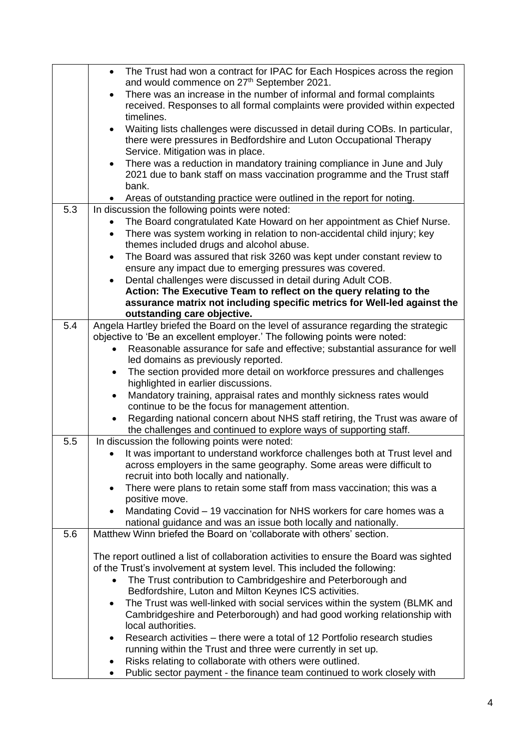| | |
|---|---|
| | <ul><li>The Trust had won a contract for IPAC for Each Hospices across the region and would commence on 27th September 2021.</li><li>There was an increase in the number of informal and formal complaints received. Responses to all formal complaints were provided within expected timelines.</li><li>Waiting lists challenges were discussed in detail during COBs. In particular, there were pressures in Bedfordshire and Luton Occupational Therapy Service. Mitigation was in place.</li><li>There was a reduction in mandatory training compliance in June and July 2021 due to bank staff on mass vaccination programme and the Trust staff bank.</li><li>Areas of outstanding practice were outlined in the report for noting.</li></ul> |
| 5.3 | In discussion the following points were noted:<ul><li>The Board congratulated Kate Howard on her appointment as Chief Nurse.</li><li>There was system working in relation to non-accidental child injury; key themes included drugs and alcohol abuse.</li><li>The Board was assured that risk 3260 was kept under constant review to ensure any impact due to emerging pressures was covered.</li><li>Dental challenges were discussed in detail during Adult COB.</li></ul>**Action: The Executive Team to reflect on the query relating to the assurance matrix not including specific metrics for Well-led against the outstanding care objective.** |
| 5.4 | Angela Hartley briefed the Board on the level of assurance regarding the strategic objective to 'Be an excellent employer.' The following points were noted:<ul><li>Reasonable assurance for safe and effective; substantial assurance for well led domains as previously reported.</li><li>The section provided more detail on workforce pressures and challenges highlighted in earlier discussions.</li><li>Mandatory training, appraisal rates and monthly sickness rates would continue to be the focus for management attention.</li><li>Regarding national concern about NHS staff retiring, the Trust was aware of the challenges and continued to explore ways of supporting staff.</li></ul> |
| 5.5 | In discussion the following points were noted:<ul><li>It was important to understand workforce challenges both at Trust level and across employers in the same geography. Some areas were difficult to recruit into both locally and nationally.</li><li>There were plans to retain some staff from mass vaccination; this was a positive move.</li><li>Mandating Covid – 19 vaccination for NHS workers for care homes was a national guidance and was an issue both locally and nationally.</li></ul> |
| 5.6 | Matthew Winn briefed the Board on 'collaborate with others' section.<br><br>The report outlined a list of collaboration activities to ensure the Board was sighted of the Trust's involvement at system level. This included the following:<ul><li>The Trust contribution to Cambridgeshire and Peterborough and Bedfordshire, Luton and Milton Keynes ICS activities.</li><li>The Trust was well-linked with social services within the system (BLMK and Cambridgeshire and Peterborough) and had good working relationship with local authorities.</li><li>Research activities – there were a total of 12 Portfolio research studies running within the Trust and three were currently in set up.</li><li>Risks relating to collaborate with others were outlined.</li><li>Public sector payment - the finance team continued to work closely with</li></ul> |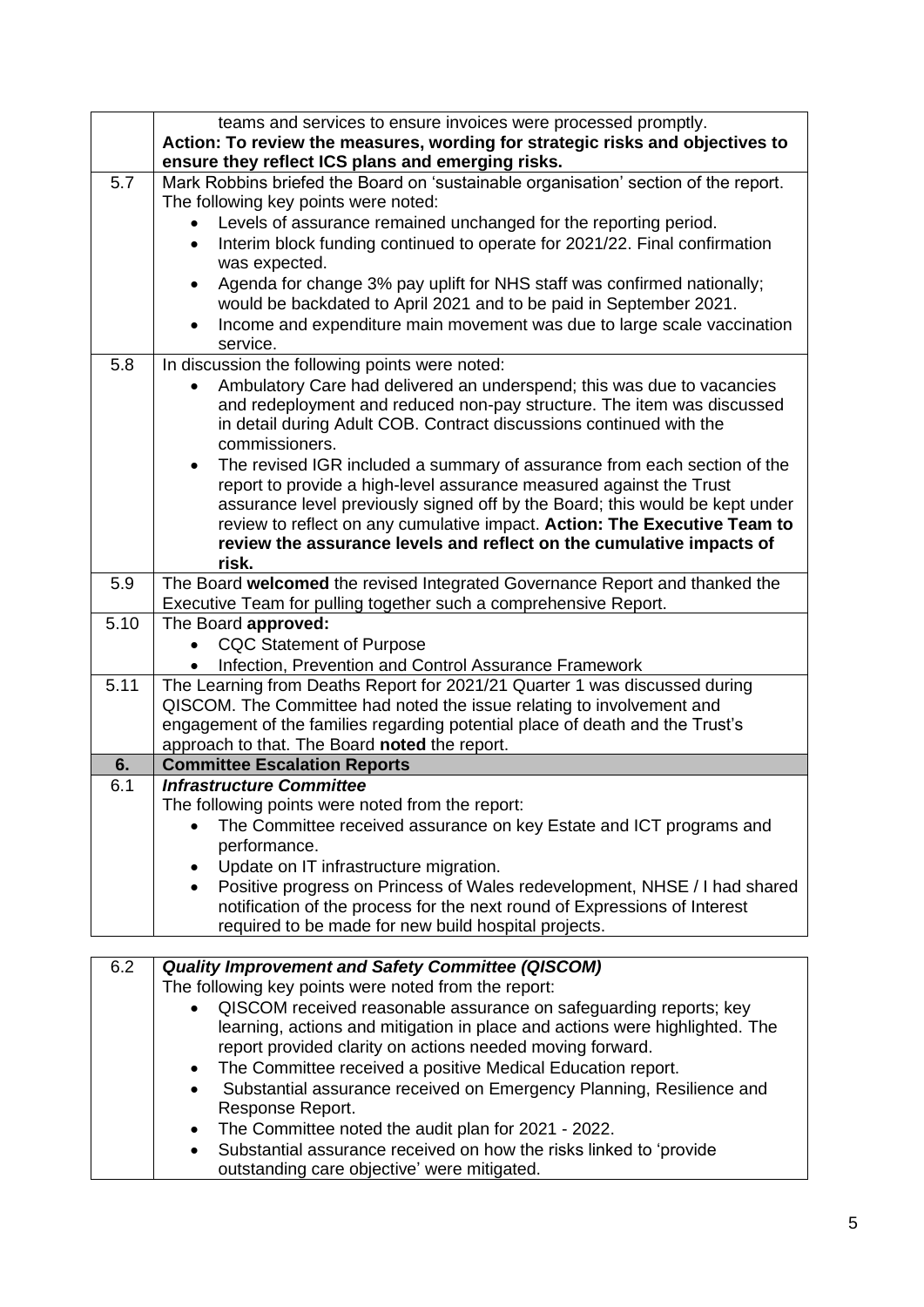| | |
|---|---|
| | teams and services to ensure invoices were processed promptly.<br>**Action: To review the measures, wording for strategic risks and objectives to ensure they reflect ICS plans and emerging risks.** |
| 5.7 | Mark Robbins briefed the Board on 'sustainable organisation' section of the report. The following key points were noted:<br>• Levels of assurance remained unchanged for the reporting period.<br>• Interim block funding continued to operate for 2021/22. Final confirmation was expected.<br>• Agenda for change 3% pay uplift for NHS staff was confirmed nationally; would be backdated to April 2021 and to be paid in September 2021.<br>• Income and expenditure main movement was due to large scale vaccination service. |
| 5.8 | In discussion the following points were noted:<br>• Ambulatory Care had delivered an underspend; this was due to vacancies and redeployment and reduced non-pay structure. The item was discussed in detail during Adult COB. Contract discussions continued with the commissioners.<br>• The revised IGR included a summary of assurance from each section of the report to provide a high-level assurance measured against the Trust assurance level previously signed off by the Board; this would be kept under review to reflect on any cumulative impact. **Action: The Executive Team to review the assurance levels and reflect on the cumulative impacts of risk.** |
| 5.9 | The Board **welcomed** the revised Integrated Governance Report and thanked the Executive Team for pulling together such a comprehensive Report. |
| 5.10 | The Board **approved:**<br>• CQC Statement of Purpose<br>• Infection, Prevention and Control Assurance Framework |
| 5.11 | The Learning from Deaths Report for 2021/21 Quarter 1 was discussed during QISCOM. The Committee had noted the issue relating to involvement and engagement of the families regarding potential place of death and the Trust's approach to that. The Board **noted** the report. |
| **6.** | **Committee Escalation Reports** |
| 6.1 | ***Infrastructure Committee***<br>The following points were noted from the report:<br>• The Committee received assurance on key Estate and ICT programs and performance.<br>• Update on IT infrastructure migration.<br>• Positive progress on Princess of Wales redevelopment, NHSE / I had shared notification of the process for the next round of Expressions of Interest required to be made for new build hospital projects. |
| 6.2 | ***Quality Improvement and Safety Committee (QISCOM)***<br>The following key points were noted from the report:<br>• QISCOM received reasonable assurance on safeguarding reports; key learning, actions and mitigation in place and actions were highlighted. The report provided clarity on actions needed moving forward.<br>• The Committee received a positive Medical Education report.<br>• Substantial assurance received on Emergency Planning, Resilience and Response Report.<br>• The Committee noted the audit plan for 2021 - 2022.<br>• Substantial assurance received on how the risks linked to 'provide outstanding care objective' were mitigated. |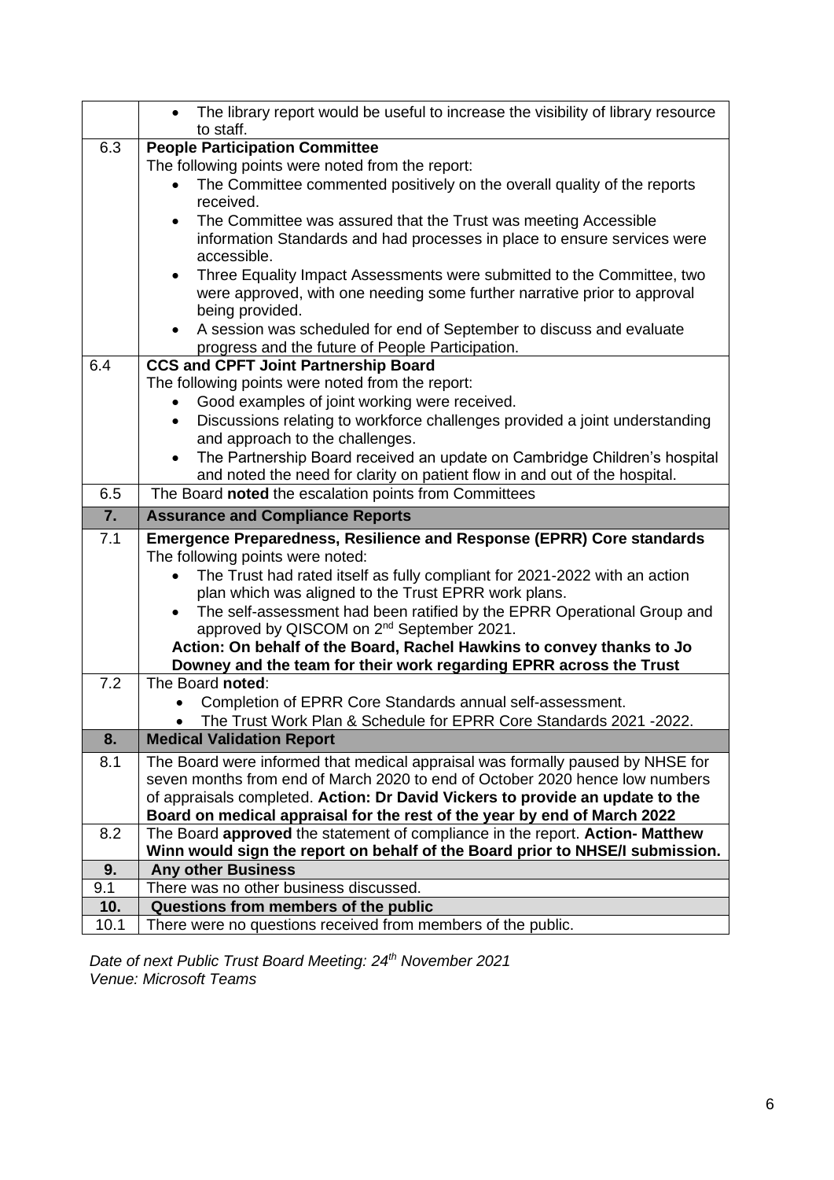| | |
|---|---|
| | • The library report would be useful to increase the visibility of library resource to staff. |
| 6.3 | **People Participation Committee**<br>The following points were noted from the report:<br>• The Committee commented positively on the overall quality of the reports received.<br>• The Committee was assured that the Trust was meeting Accessible information Standards and had processes in place to ensure services were accessible.<br>• Three Equality Impact Assessments were submitted to the Committee, two were approved, with one needing some further narrative prior to approval being provided.<br>• A session was scheduled for end of September to discuss and evaluate progress and the future of People Participation. |
| 6.4 | **CCS and CPFT Joint Partnership Board**<br>The following points were noted from the report:<br>• Good examples of joint working were received.<br>• Discussions relating to workforce challenges provided a joint understanding and approach to the challenges.<br>• The Partnership Board received an update on Cambridge Children's hospital and noted the need for clarity on patient flow in and out of the hospital. |
| 6.5 | The Board **noted** the escalation points from Committees |
| **7.** | **Assurance and Compliance Reports** |
| 7.1 | **Emergence Preparedness, Resilience and Response (EPRR) Core standards**<br>The following points were noted:<br>• The Trust had rated itself as fully compliant for 2021-2022 with an action plan which was aligned to the Trust EPRR work plans.<br>• The self-assessment had been ratified by the EPRR Operational Group and approved by QISCOM on 2nd September 2021.<br>**Action: On behalf of the Board, Rachel Hawkins to convey thanks to Jo Downey and the team for their work regarding EPRR across the Trust** |
| 7.2 | The Board **noted**:<br>• Completion of EPRR Core Standards annual self-assessment.<br>• The Trust Work Plan & Schedule for EPRR Core Standards 2021 -2022. |
| **8.** | **Medical Validation Report** |
| 8.1 | The Board were informed that medical appraisal was formally paused by NHSE for seven months from end of March 2020 to end of October 2020 hence low numbers of appraisals completed. **Action: Dr David Vickers to provide an update to the Board on medical appraisal for the rest of the year by end of March 2022** |
| 8.2 | The Board **approved** the statement of compliance in the report. **Action- Matthew Winn would sign the report on behalf of the Board prior to NHSE/I submission.** |
| **9.** | **Any other Business** |
| 9.1 | There was no other business discussed. |
| **10.** | **Questions from members of the public** |
| 10.1 | There were no questions received from members of the public. |

*Date of next Public Trust Board Meeting: 24th November 2021*
*Venue: Microsoft Teams*